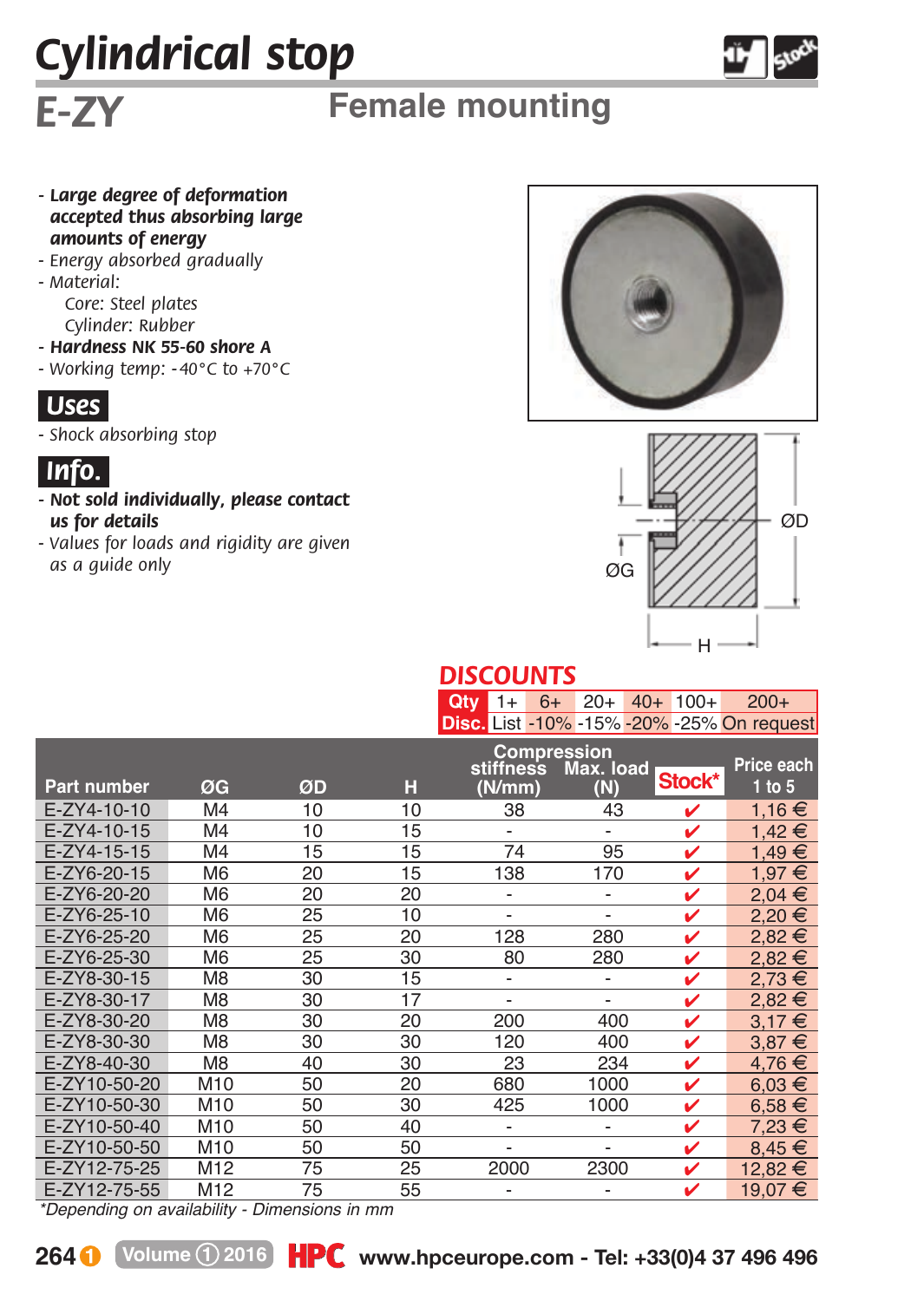# Cylindrical stop

## E-ZY

## Female mounting

- ***Large degree of deformation accepted thus absorbing large amounts of energy***
- *Energy absorbed gradually*
- *Material:*
  - *Core: Steel plates*
  - *Cylinder: Rubber*
- ***Hardness NK 55-60 shore A***
- *Working temp: -40°C to +70°C*

### Uses

- *Shock absorbing stop*

### Info.

- ***Not sold individually, please contact us for details***
- *Values for loads and rigidity are given as a guide only*

ØG ØD H

### DISCOUNTS

| Qty | 1+ | 6+ | 20+ | 40+ | 100+ | 200+ |
|---|---|---|---|---|---|---|
| Disc. | List | -10% | -15% | -20% | -25% | On request |

| Part number | ØG | ØD | H | Compression stiffness (N/mm) | Max. load (N) | Stock* | Price each 1 to 5 |
|---|---|---|---|---|---|---|---|
| E-ZY4-10-10 | M4 | 10 | 10 | 38 | 43 | ✔ | 1,16 € |
| E-ZY4-10-15 | M4 | 10 | 15 | - | - | ✔ | 1,42 € |
| E-ZY4-15-15 | M4 | 15 | 15 | 74 | 95 | ✔ | 1,49 € |
| E-ZY6-20-15 | M6 | 20 | 15 | 138 | 170 | ✔ | 1,97 € |
| E-ZY6-20-20 | M6 | 20 | 20 | - | - | ✔ | 2,04 € |
| E-ZY6-25-10 | M6 | 25 | 10 | - | - | ✔ | 2,20 € |
| E-ZY6-25-20 | M6 | 25 | 20 | 128 | 280 | ✔ | 2,82 € |
| E-ZY6-25-30 | M6 | 25 | 30 | 80 | 280 | ✔ | 2,82 € |
| E-ZY8-30-15 | M8 | 30 | 15 | - | - | ✔ | 2,73 € |
| E-ZY8-30-17 | M8 | 30 | 17 | - | - | ✔ | 2,82 € |
| E-ZY8-30-20 | M8 | 30 | 20 | 200 | 400 | ✔ | 3,17 € |
| E-ZY8-30-30 | M8 | 30 | 30 | 120 | 400 | ✔ | 3,87 € |
| E-ZY8-40-30 | M8 | 40 | 30 | 23 | 234 | ✔ | 4,76 € |
| E-ZY10-50-20 | M10 | 50 | 20 | 680 | 1000 | ✔ | 6,03 € |
| E-ZY10-50-30 | M10 | 50 | 30 | 425 | 1000 | ✔ | 6,58 € |
| E-ZY10-50-40 | M10 | 50 | 40 | - | - | ✔ | 7,23 € |
| E-ZY10-50-50 | M10 | 50 | 50 | - | - | ✔ | 8,45 € |
| E-ZY12-75-25 | M12 | 75 | 25 | 2000 | 2300 | ✔ | 12,82 € |
| E-ZY12-75-55 | M12 | 75 | 55 | - | - | ✔ | 19,07 € |

*\*Depending on availability - Dimensions in mm*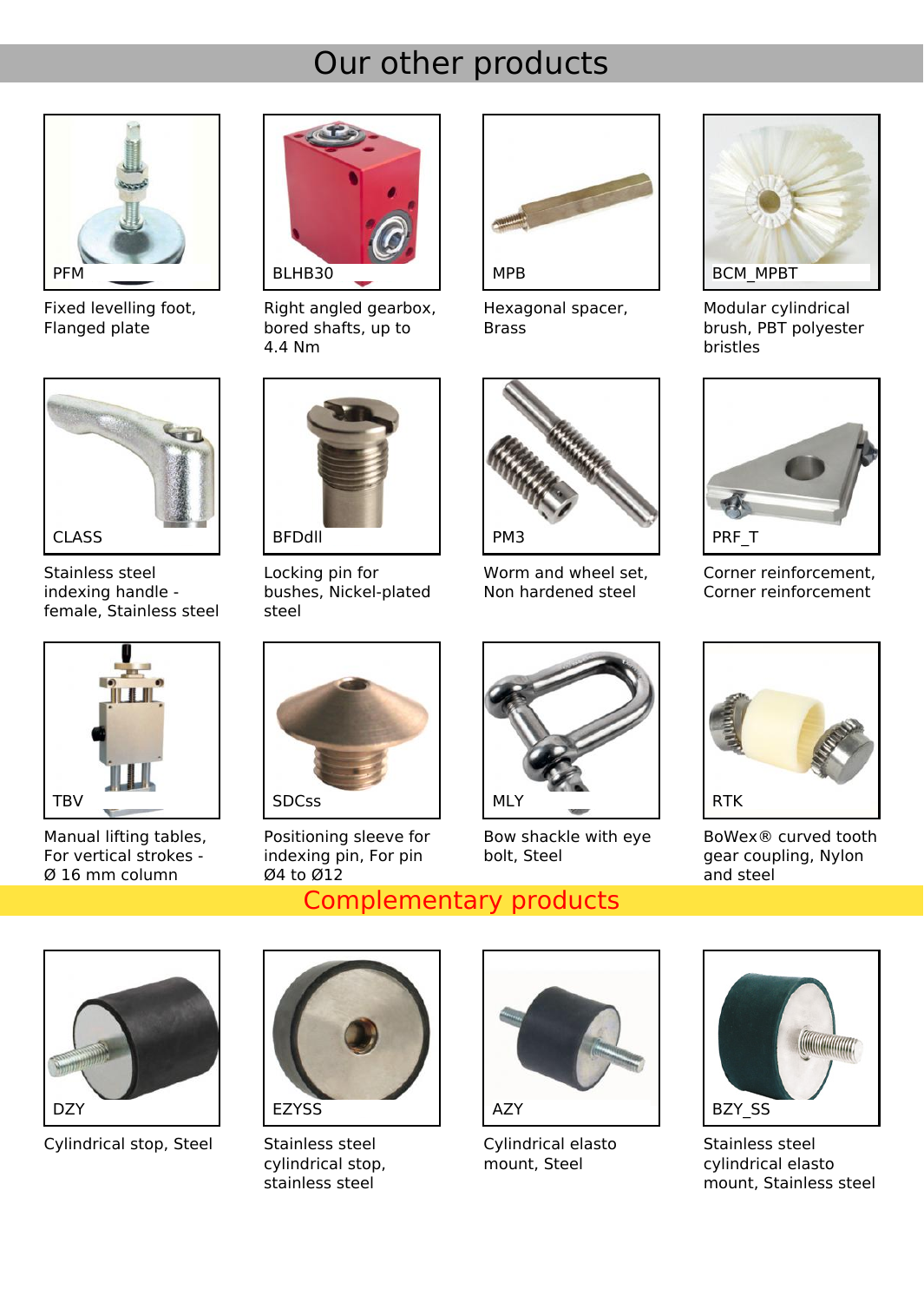# Our other products

PFM

Fixed levelling foot, Flanged plate

BLHB30

Right angled gearbox, bored shafts, up to 4.4 Nm

MPB

Hexagonal spacer, Brass

BCM_MPBT

Modular cylindrical brush, PBT polyester bristles

CLASS

Stainless steel indexing handle - female, Stainless steel

BFDdll

Locking pin for bushes, Nickel-plated steel

PM3

Worm and wheel set, Non hardened steel

PRF_T

Corner reinforcement, Corner reinforcement

TBV

Manual lifting tables, For vertical strokes - Ø 16 mm column

SDCss

Positioning sleeve for indexing pin, For pin Ø4 to Ø12

MLY

Bow shackle with eye bolt, Steel

RTK

BoWex® curved tooth gear coupling, Nylon and steel

# Complementary products

DZY

Cylindrical stop, Steel

EZYSS

Stainless steel cylindrical stop, stainless steel

AZY

Cylindrical elasto mount, Steel

BZY_SS

Stainless steel cylindrical elasto mount, Stainless steel